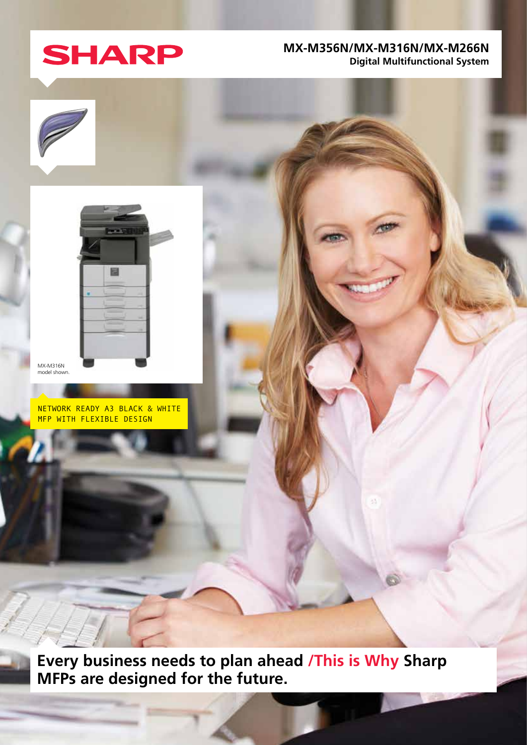SHARP

# MX-M356N/MX-M316N/MX-M266N

**Digital Multifunctional System**

MX-M316N model shown.

NETWORK READY A3 BLACK & WHITE MFP WITH FLEXIBLE DESIGN

## Every business needs to plan ahead /This is Why Sharp MFPs are designed for the future.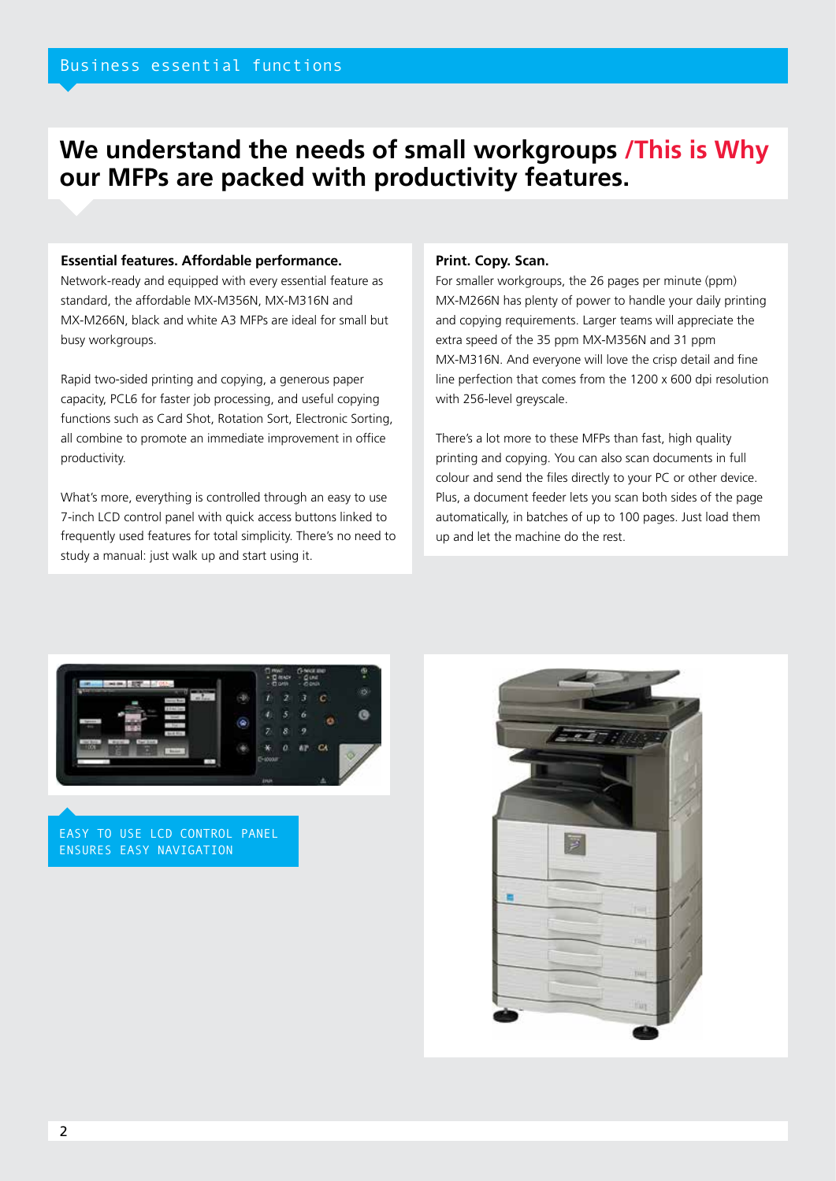Business essential functions

# We understand the needs of small workgroups /This is Why our MFPs are packed with productivity features.

**Essential features. Affordable performance.**

Network-ready and equipped with every essential feature as standard, the affordable MX-M356N, MX-M316N and MX-M266N, black and white A3 MFPs are ideal for small but busy workgroups.

Rapid two-sided printing and copying, a generous paper capacity, PCL6 for faster job processing, and useful copying functions such as Card Shot, Rotation Sort, Electronic Sorting, all combine to promote an immediate improvement in office productivity.

What's more, everything is controlled through an easy to use 7-inch LCD control panel with quick access buttons linked to frequently used features for total simplicity. There's no need to study a manual: just walk up and start using it.

**Print. Copy. Scan.**

For smaller workgroups, the 26 pages per minute (ppm) MX-M266N has plenty of power to handle your daily printing and copying requirements. Larger teams will appreciate the extra speed of the 35 ppm MX-M356N and 31 ppm MX-M316N. And everyone will love the crisp detail and fine line perfection that comes from the 1200 x 600 dpi resolution with 256-level greyscale.

There's a lot more to these MFPs than fast, high quality printing and copying. You can also scan documents in full colour and send the files directly to your PC or other device. Plus, a document feeder lets you scan both sides of the page automatically, in batches of up to 100 pages. Just load them up and let the machine do the rest.

EASY TO USE LCD CONTROL PANEL ENSURES EASY NAVIGATION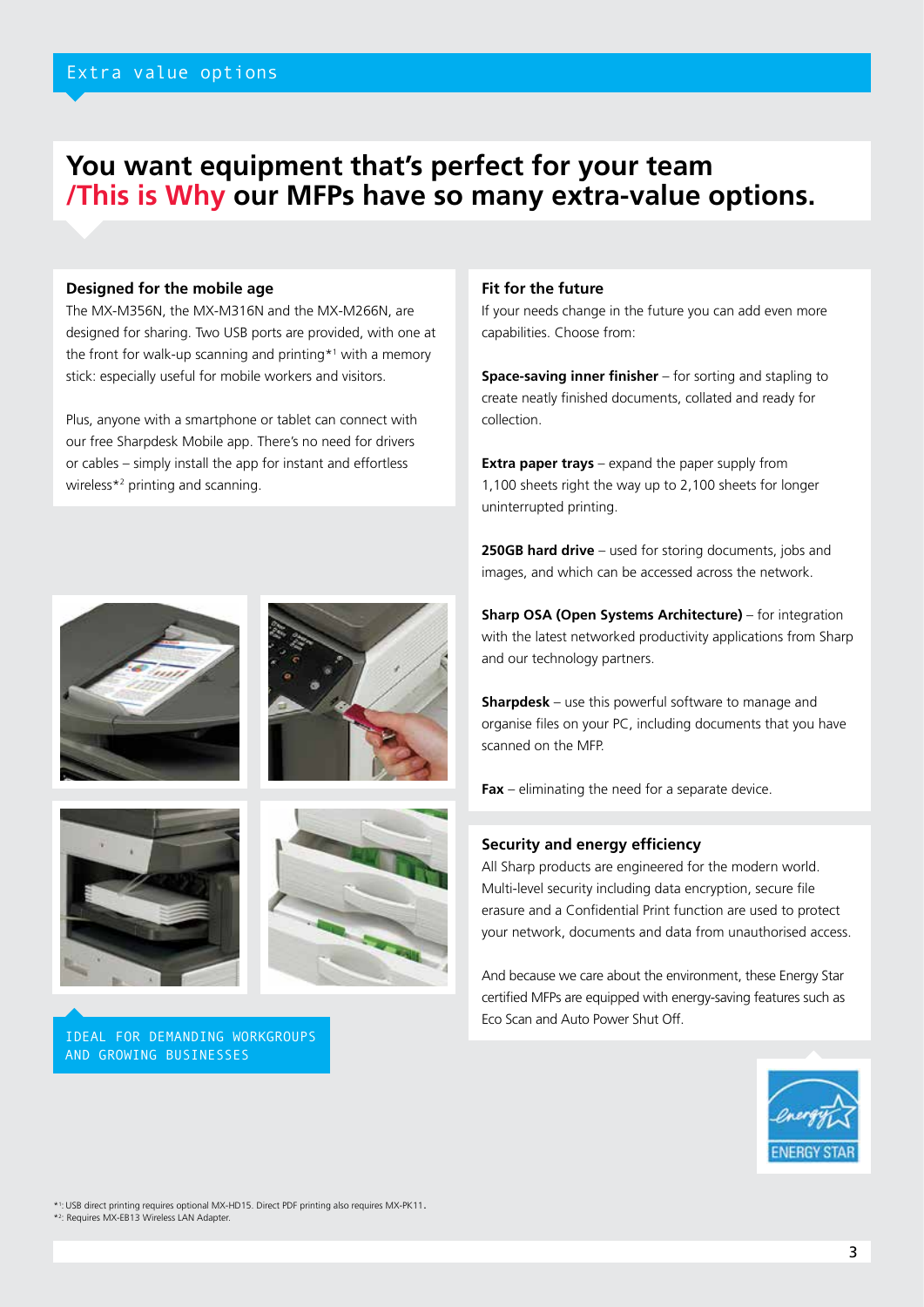Extra value options

# You want equipment that's perfect for your team /This is Why our MFPs have so many extra-value options.

### Designed for the mobile age

The MX-M356N, the MX-M316N and the MX-M266N, are designed for sharing. Two USB ports are provided, with one at the front for walk-up scanning and printing*[1] with a memory stick: especially useful for mobile workers and visitors.

Plus, anyone with a smartphone or tablet can connect with our free Sharpdesk Mobile app. There's no need for drivers or cables – simply install the app for instant and effortless wireless*[2] printing and scanning.

IDEAL FOR DEMANDING WORKGROUPS AND GROWING BUSINESSES

### Fit for the future

If your needs change in the future you can add even more capabilities. Choose from:

**Space-saving inner finisher** – for sorting and stapling to create neatly finished documents, collated and ready for collection.

**Extra paper trays** – expand the paper supply from 1,100 sheets right the way up to 2,100 sheets for longer uninterrupted printing.

**250GB hard drive** – used for storing documents, jobs and images, and which can be accessed across the network.

**Sharp OSA (Open Systems Architecture)** – for integration with the latest networked productivity applications from Sharp and our technology partners.

**Sharpdesk** – use this powerful software to manage and organise files on your PC, including documents that you have scanned on the MFP.

**Fax** – eliminating the need for a separate device.

### Security and energy efficiency

All Sharp products are engineered for the modern world. Multi-level security including data encryption, secure file erasure and a Confidential Print function are used to protect your network, documents and data from unauthorised access.

And because we care about the environment, these Energy Star certified MFPs are equipped with energy-saving features such as Eco Scan and Auto Power Shut Off.

*[1]: USB direct printing requires optional MX-HD15. Direct PDF printing also requires MX-PK11.
*[2]: Requires MX-EB13 Wireless LAN Adapter.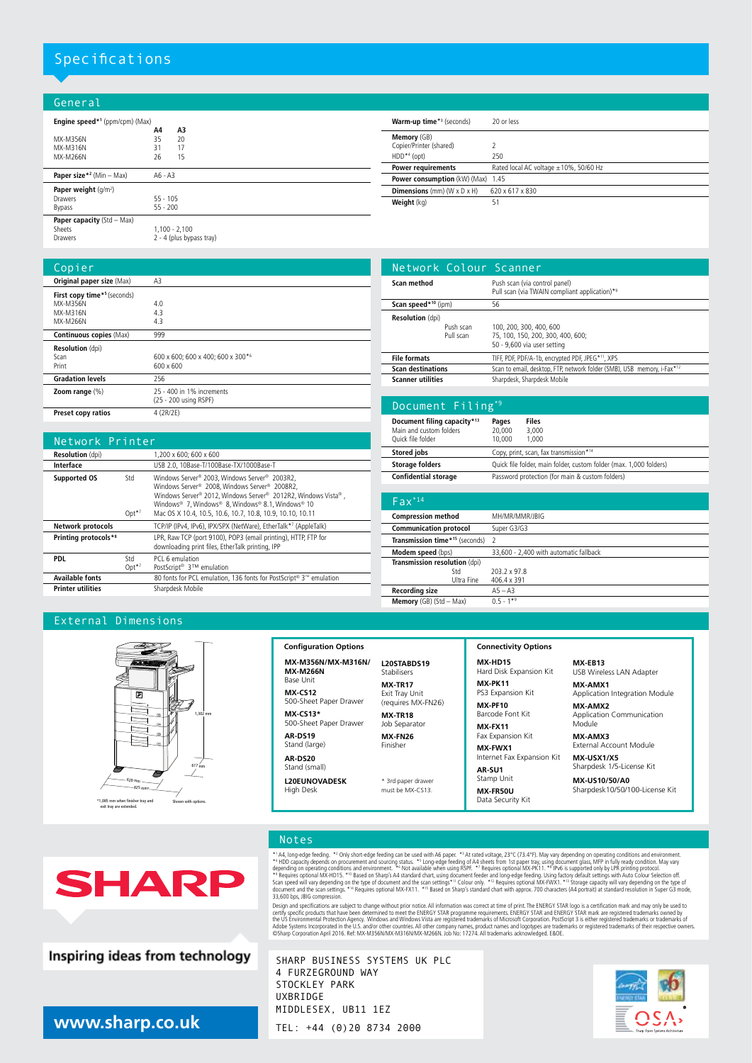# Specifications

## General

| | | |
|---|---|---|
| **Engine speed***[1] (ppm/cpm) (Max) | A4 | A3 |
| MX-M356N | 35 | 20 |
| MX-M316N | 31 | 17 |
| MX-M266N | 26 | 15 |
| **Paper size***[2] (Min – Max) | A6 - A3 | |
| **Paper weight** (g/m²) | | |
| Drawers | 55 - 105 | |
| Bypass | 55 - 200 | |
| **Paper capacity** (Std – Max) | | |
| Sheets | 1,100 - 2,100 | |
| Drawers | 2 - 4 (plus bypass tray) | |

| | |
|---|---|
| **Warm-up time***[3] (seconds) | 20 or less |
| **Memory** (GB) | |
| Copier/Printer (shared) | 2 |
| HDD*[4] (opt) | 250 |
| **Power requirements** | Rated local AC voltage ±10%, 50/60 Hz |
| **Power consumption** (kW) (Max) | 1.45 |
| **Dimensions** (mm) (W x D x H) | 620 x 617 x 830 |
| **Weight** (kg) | 51 |

## Copier

| | |
|---|---|
| **Original paper size** (Max) | A3 |
| **First copy time***[5] (seconds) | |
| MX-M356N | 4.0 |
| MX-M316N | 4.3 |
| MX-M266N | 4.3 |
| **Continuous copies** (Max) | 999 |
| **Resolution** (dpi) | |
| Scan | 600 x 600; 600 x 400; 600 x 300*[6] |
| Print | 600 x 600 |
| **Gradation levels** | 256 |
| **Zoom range** (%) | 25 - 400 in 1% increments (25 - 200 using RSPF) |
| **Preset copy ratios** | 4 (2R/2E) |

## Network Printer

| | | |
|---|---|---|
| **Resolution** (dpi) | | 1,200 x 600; 600 x 600 |
| **Interface** | | USB 2.0, 10Base-T/100Base-TX/1000Base-T |
| **Supported OS** | Std | Windows Server® 2003, Windows Server® 2003R2, Windows Server® 2008, Windows Server® 2008R2, Windows Server® 2012, Windows Server® 2012R2, Windows Vista®, Windows® 7, Windows® 8, Windows® 8.1, Windows® 10 |
| | Opt*[7] | Mac OS X 10.4, 10.5, 10.6, 10.7, 10.8, 10.9, 10.10, 10.11 |
| **Network protocols** | | TCP/IP (IPv4, IPv6), IPX/SPX (NetWare), EtherTalk*[7] (AppleTalk) |
| **Printing protocols***[8] | | LPR, Raw TCP (port 9100), POP3 (email printing), HTTP, FTP for downloading print files, EtherTalk printing, IPP |
| **PDL** | Std | PCL 6 emulation |
| | Opt*[7] | PostScript® 3™ emulation |
| **Available fonts** | | 80 fonts for PCL emulation, 136 fonts for PostScript® 3™ emulation |
| **Printer utilities** | | Sharpdesk Mobile |

## Network Colour Scanner

| | |
|---|---|
| **Scan method** | Push scan (via control panel) Pull scan (via TWAIN compliant application)*[9] |
| **Scan speed***[10] (ipm) | 56 |
| **Resolution** (dpi) | |
| Push scan | 100, 200, 300, 400, 600 |
| Pull scan | 75, 100, 150, 200, 300, 400, 600; 50 - 9,600 via user setting |
| **File formats** | TIFF, PDF, PDF/A-1b, encrypted PDF, JPEG*[11], XPS |
| **Scan destinations** | Scan to email, desktop, FTP, network folder (SMB), USB memory, i-Fax*[12] |
| **Scanner utilities** | Sharpdesk, Sharpdesk Mobile |

## Document Filing*[9]

| | | |
|---|---|---|
| **Document filing capacity***[13] | Pages | Files |
| Main and custom folders | 20,000 | 3,000 |
| Quick file folder | 10,000 | 1,000 |
| **Stored jobs** | Copy, print, scan, fax transmission*[14] | |
| **Storage folders** | Quick file folder, main folder, custom folder (max. 1,000 folders) | |
| **Confidential storage** | Password protection (for main & custom folders) | |

## Fax*[14]

| | |
|---|---|
| **Compression method** | MH/MR/MMR/JBIG |
| **Communication protocol** | Super G3/G3 |
| **Transmission time***[15] (seconds) | 2 |
| **Modem speed** (bps) | 33,600 - 2,400 with automatic fallback |
| **Transmission resolution** (dpi) | |
| Std | 203.2 x 97.8 |
| Ultra Fine | 406.4 x 391 |
| **Recording size** | A5 – A3 |
| **Memory** (GB) (Std – Max) | 0.5 - 1*[9] |

## External Dimensions

1,302 mm
617 mm
620 mm
825 mm*
*1,085 mm when finisher tray and exit tray are extended.
Shown with options.

### Configuration Options

**MX-M356N/MX-M316N/ MX-M266N**
Base Unit

**MX-CS12**
500-Sheet Paper Drawer

**MX-CS13***
500-Sheet Paper Drawer

**AR-DS19**
Stand (large)

**AR-DS20**
Stand (small)

**L20EUNOVADESK**
High Desk

**L20STABDS19**
Stabilisers

**MX-TR17**
Exit Tray Unit (requires MX-FN26)

**MX-TR18**
Job Separator

**MX-FN26**
Finisher

\* 3rd paper drawer must be MX-CS13.

### Connectivity Options

**MX-HD15**
Hard Disk Expansion Kit

**MX-PK11**
PS3 Expansion Kit

**MX-PF10**
Barcode Font Kit

**MX-FX11**
Fax Expansion Kit

**MX-FWX1**
Internet Fax Expansion Kit

**AR-SU1**
Stamp Unit

**MX-FR50U**
Data Security Kit

**MX-EB13**
USB Wireless LAN Adapter

**MX-AMX1**
Application Integration Module

**MX-AMX2**
Application Communication Module

**MX-AMX3**
External Account Module

**MX-USX1/X5**
Sharpdesk 1/5-License Kit

**MX-US10/50/A0**
Sharpdesk10/50/100-License Kit

## Notes

*[1] A4, long-edge feeding. *[2] Only short-edge feeding can be used with A6 paper. *[3] At rated voltage, 23°C (73.4°F). May vary depending on operating conditions and environment. *[4] HDD capacity depends on procurement and sourcing status. *[5] Long-edge feeding of A4 sheets from 1st paper tray, using document glass, MFP in fully ready condition. May vary depending on operating conditions and environment. *[6] Not available when using RSPF. *[7] Requires optional MX-PK11. *[8] IPv6 is supported only by LPR printing protocol. *[9] Requires optional MX-HD15. *[10] Based on Sharp's A4 standard chart, using document feeder and long-edge feeding. Using factory default settings with Auto Colour Selection off. Scan speed will vary depending on the type of document and the scan settings*[11] Colour only. *[12] Requires optional MX-FWX1. *[13] Storage capacity will vary depending on the type of document and the scan settings. *[14] Requires optional MX-FX11. *[15] Based on Sharp's standard chart with approx. 700 characters (A4 portrait) at standard resolution in Super G3 mode, 33,600 bps, JBIG compression.

Design and specifications are subject to change without prior notice. All information was correct at time of print. The ENERGY STAR logo is a certification mark and may only be used to certify specific products that have been determined to meet the ENERGY STAR programme requirements. ENERGY STAR and ENERGY STAR mark are registered trademarks owned by the US Environmental Protection Agency. Windows and Windows Vista are registered trademarks of Microsoft Corporation. PostScript 3 is either registered trademarks or trademarks of Adobe Systems Incorporated in the U.S. and/or other countries. All other company names, product names and logotypes are trademarks or registered trademarks of their respective owners. ©Sharp Corporation April 2016. Ref: MX-M356N/MX-M316N/MX-M266N. Job No: 17274. All trademarks acknowledged. E&OE.

SHARP

Inspiring ideas from technology

www.sharp.co.uk

SHARP BUSINESS SYSTEMS UK PLC
4 FURZEGROUND WAY
STOCKLEY PARK
UXBRIDGE
MIDDLESEX, UB11 1EZ

TEL: +44 (0)20 8734 2000